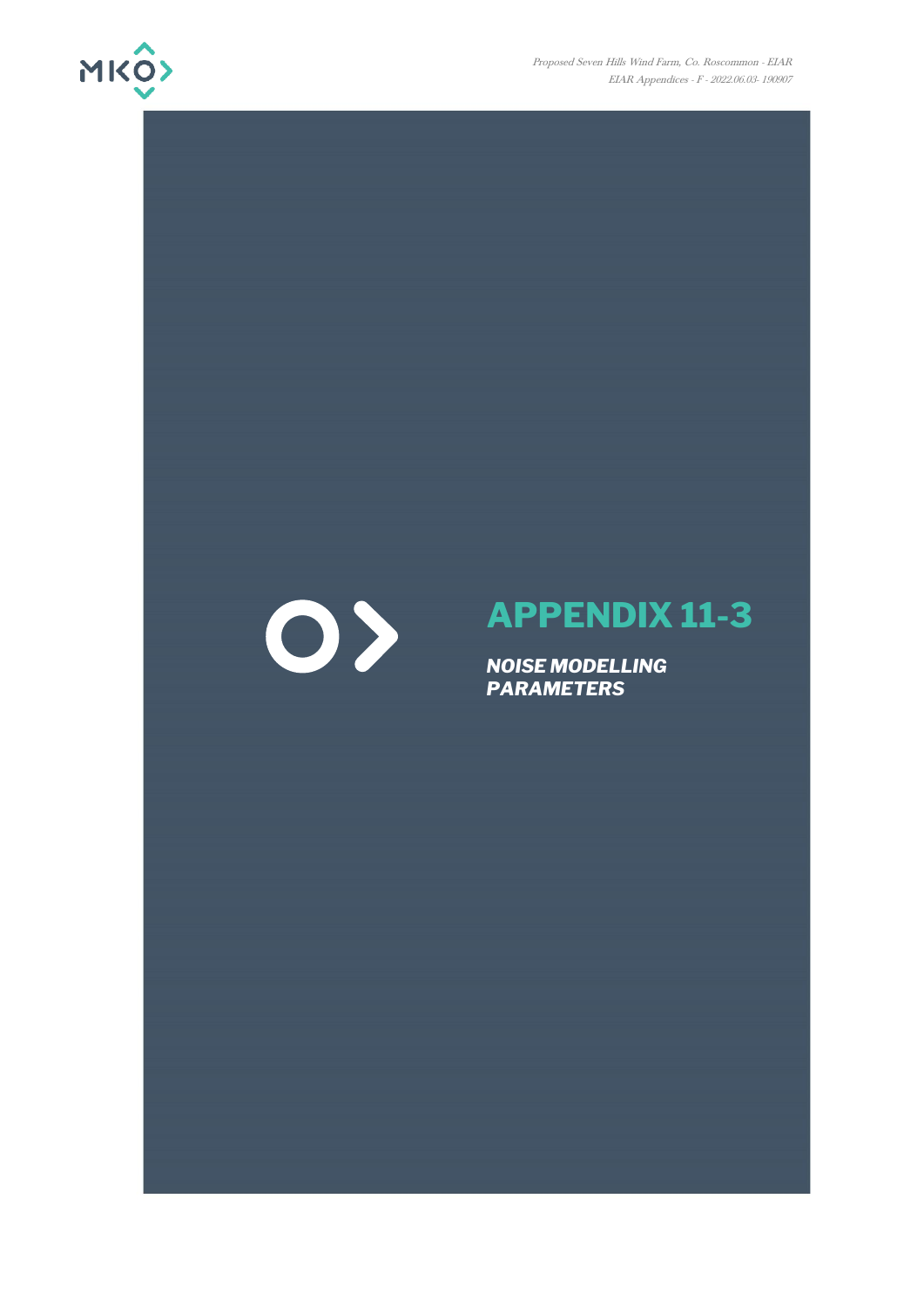# APPENDIX 11-3

***NOISE MODELLING PARAMETERS***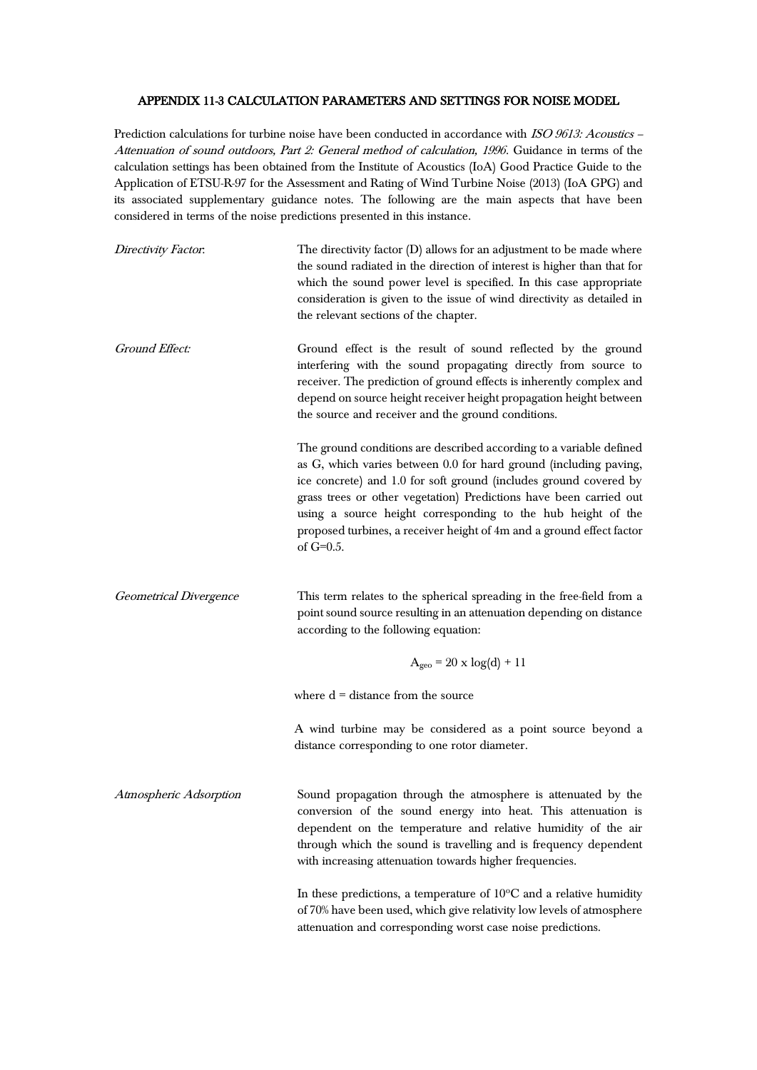## APPENDIX 11-3 CALCULATION PARAMETERS AND SETTINGS FOR NOISE MODEL

Prediction calculations for turbine noise have been conducted in accordance with *ISO 9613: Acoustics – Attenuation of sound outdoors, Part 2: General method of calculation, 1996*. Guidance in terms of the calculation settings has been obtained from the Institute of Acoustics (IoA) Good Practice Guide to the Application of ETSU-R-97 for the Assessment and Rating of Wind Turbine Noise (2013) (IoA GPG) and its associated supplementary guidance notes. The following are the main aspects that have been considered in terms of the noise predictions presented in this instance.

*Directivity Factor*:

The directivity factor (D) allows for an adjustment to be made where the sound radiated in the direction of interest is higher than that for which the sound power level is specified. In this case appropriate consideration is given to the issue of wind directivity as detailed in the relevant sections of the chapter.

*Ground Effect:*

Ground effect is the result of sound reflected by the ground interfering with the sound propagating directly from source to receiver. The prediction of ground effects is inherently complex and depend on source height receiver height propagation height between the source and receiver and the ground conditions.

The ground conditions are described according to a variable defined as G, which varies between 0.0 for hard ground (including paving, ice concrete) and 1.0 for soft ground (includes ground covered by grass trees or other vegetation) Predictions have been carried out using a source height corresponding to the hub height of the proposed turbines, a receiver height of 4m and a ground effect factor of G=0.5.

*Geometrical Divergence*

This term relates to the spherical spreading in the free-field from a point sound source resulting in an attenuation depending on distance according to the following equation:

$$A_{geo} = 20 \times \log(d) + 11$$

where d = distance from the source

A wind turbine may be considered as a point source beyond a distance corresponding to one rotor diameter.

*Atmospheric Adsorption*

Sound propagation through the atmosphere is attenuated by the conversion of the sound energy into heat. This attenuation is dependent on the temperature and relative humidity of the air through which the sound is travelling and is frequency dependent with increasing attenuation towards higher frequencies.

In these predictions, a temperature of 10°C and a relative humidity of 70% have been used, which give relativity low levels of atmosphere attenuation and corresponding worst case noise predictions.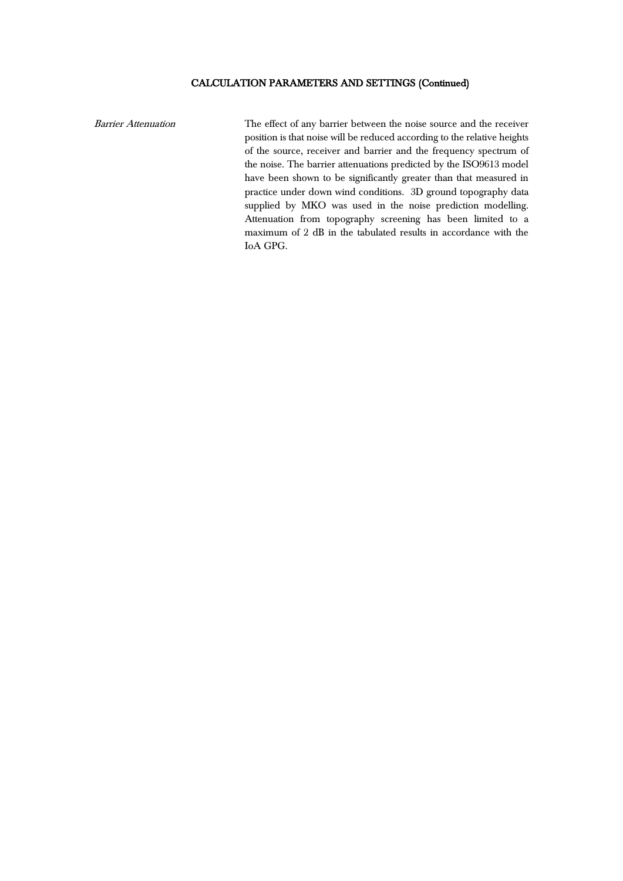## CALCULATION PARAMETERS AND SETTINGS (Continued)

*Barrier Attenuation*

The effect of any barrier between the noise source and the receiver position is that noise will be reduced according to the relative heights of the source, receiver and barrier and the frequency spectrum of the noise. The barrier attenuations predicted by the ISO9613 model have been shown to be significantly greater than that measured in practice under down wind conditions. 3D ground topography data supplied by MKO was used in the noise prediction modelling. Attenuation from topography screening has been limited to a maximum of 2 dB in the tabulated results in accordance with the IoA GPG.